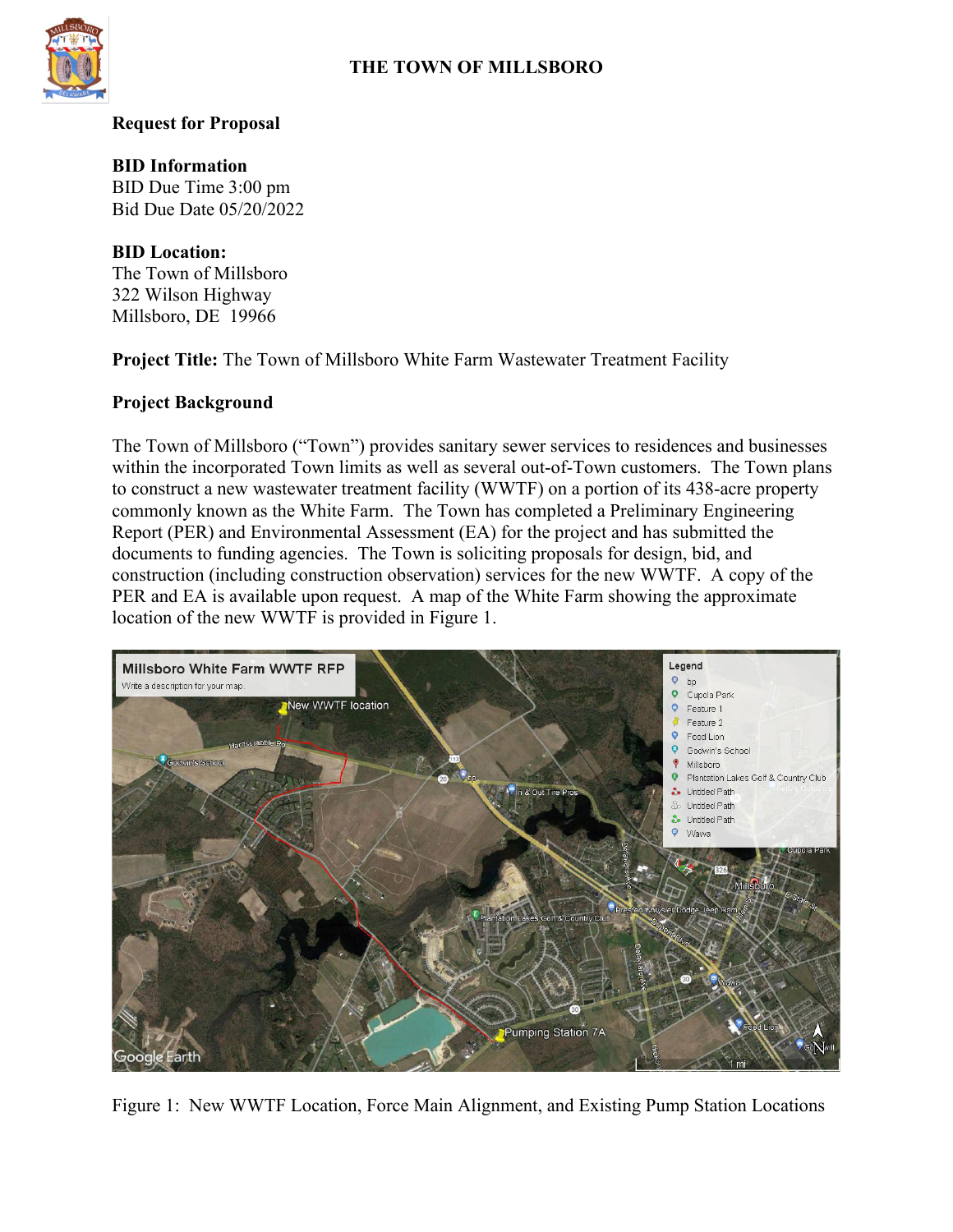# THE TOWN OF MILLSBORO

**Request for Proposal**

**BID Information**
BID Due Time 3:00 pm
Bid Due Date 05/20/2022

**BID Location:**
The Town of Millsboro
322 Wilson Highway
Millsboro, DE 19966

**Project Title:** The Town of Millsboro White Farm Wastewater Treatment Facility

## Project Background

The Town of Millsboro ("Town") provides sanitary sewer services to residences and businesses within the incorporated Town limits as well as several out-of-Town customers. The Town plans to construct a new wastewater treatment facility (WWTF) on a portion of its 438-acre property commonly known as the White Farm. The Town has completed a Preliminary Engineering Report (PER) and Environmental Assessment (EA) for the project and has submitted the documents to funding agencies. The Town is soliciting proposals for design, bid, and construction (including construction observation) services for the new WWTF. A copy of the PER and EA is available upon request. A map of the White Farm showing the approximate location of the new WWTF is provided in Figure 1.

Figure 1: New WWTF Location, Force Main Alignment, and Existing Pump Station Locations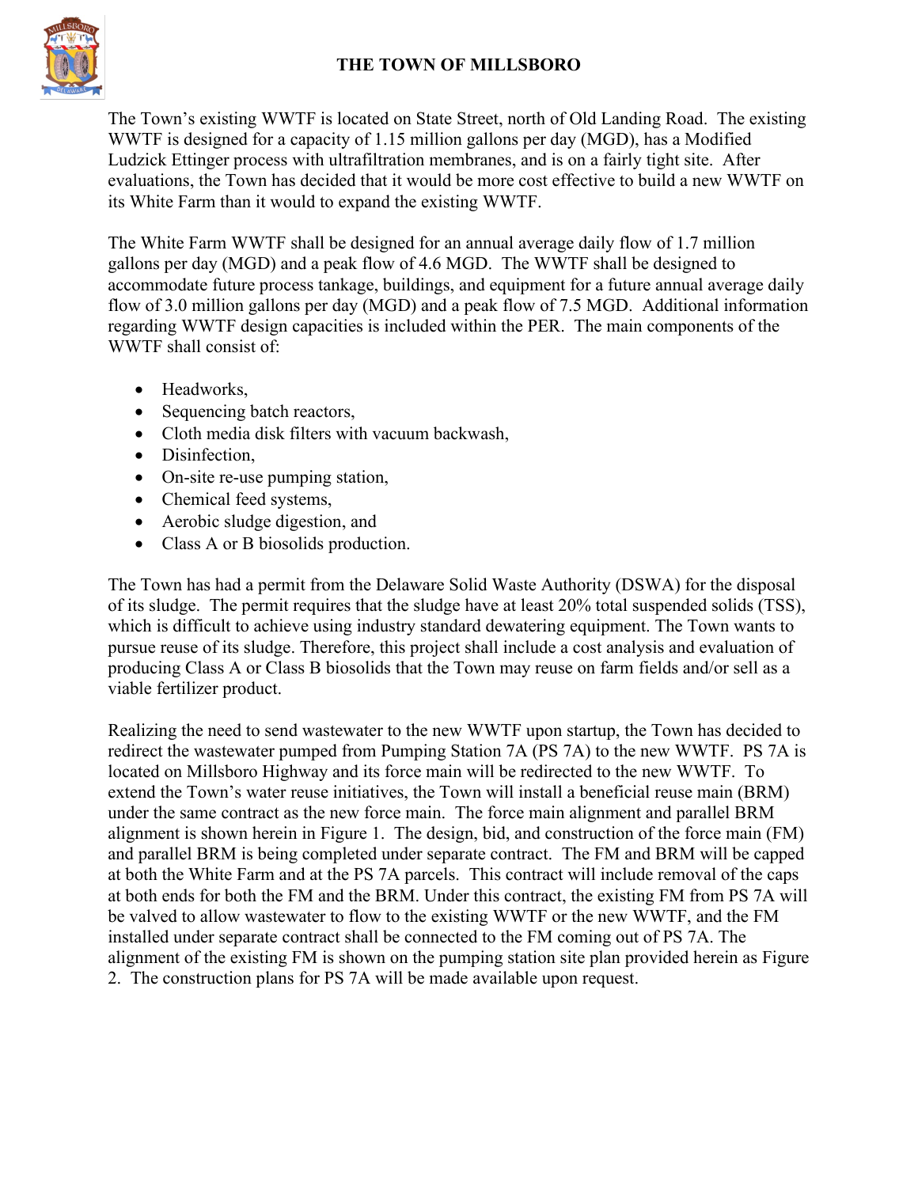The Town's existing WWTF is located on State Street, north of Old Landing Road. The existing WWTF is designed for a capacity of 1.15 million gallons per day (MGD), has a Modified Ludzick Ettinger process with ultrafiltration membranes, and is on a fairly tight site. After evaluations, the Town has decided that it would be more cost effective to build a new WWTF on its White Farm than it would to expand the existing WWTF.

The White Farm WWTF shall be designed for an annual average daily flow of 1.7 million gallons per day (MGD) and a peak flow of 4.6 MGD. The WWTF shall be designed to accommodate future process tankage, buildings, and equipment for a future annual average daily flow of 3.0 million gallons per day (MGD) and a peak flow of 7.5 MGD. Additional information regarding WWTF design capacities is included within the PER. The main components of the WWTF shall consist of:

- Headworks,
- Sequencing batch reactors,
- Cloth media disk filters with vacuum backwash,
- Disinfection,
- On-site re-use pumping station,
- Chemical feed systems,
- Aerobic sludge digestion, and
- Class A or B biosolids production.

The Town has had a permit from the Delaware Solid Waste Authority (DSWA) for the disposal of its sludge. The permit requires that the sludge have at least 20% total suspended solids (TSS), which is difficult to achieve using industry standard dewatering equipment. The Town wants to pursue reuse of its sludge. Therefore, this project shall include a cost analysis and evaluation of producing Class A or Class B biosolids that the Town may reuse on farm fields and/or sell as a viable fertilizer product.

Realizing the need to send wastewater to the new WWTF upon startup, the Town has decided to redirect the wastewater pumped from Pumping Station 7A (PS 7A) to the new WWTF. PS 7A is located on Millsboro Highway and its force main will be redirected to the new WWTF. To extend the Town's water reuse initiatives, the Town will install a beneficial reuse main (BRM) under the same contract as the new force main. The force main alignment and parallel BRM alignment is shown herein in Figure 1. The design, bid, and construction of the force main (FM) and parallel BRM is being completed under separate contract. The FM and BRM will be capped at both the White Farm and at the PS 7A parcels. This contract will include removal of the caps at both ends for both the FM and the BRM. Under this contract, the existing FM from PS 7A will be valved to allow wastewater to flow to the existing WWTF or the new WWTF, and the FM installed under separate contract shall be connected to the FM coming out of PS 7A. The alignment of the existing FM is shown on the pumping station site plan provided herein as Figure 2. The construction plans for PS 7A will be made available upon request.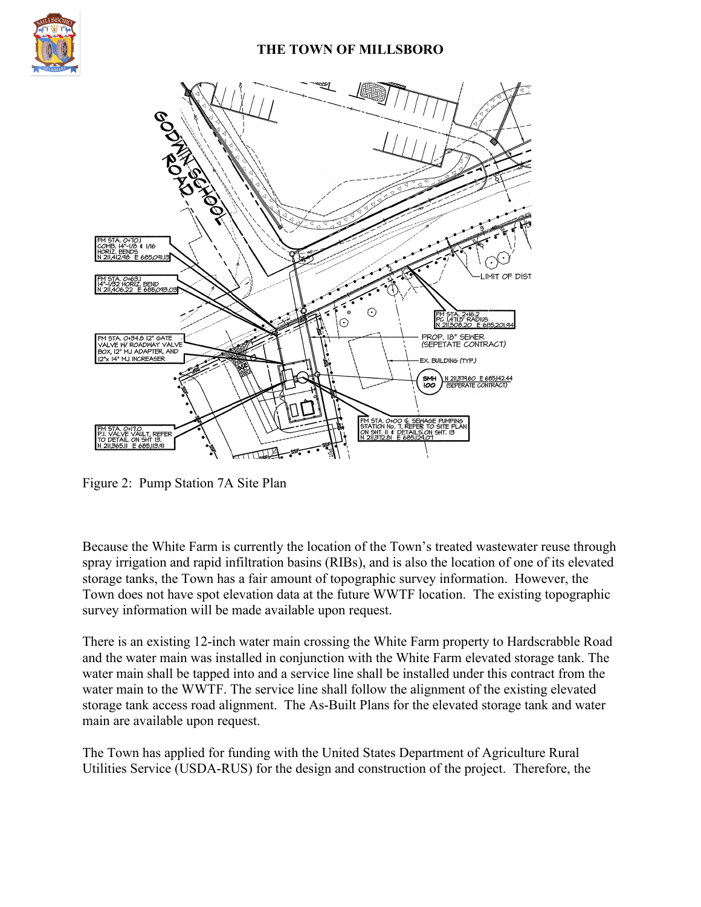Figure 2: Pump Station 7A Site Plan

Because the White Farm is currently the location of the Town's treated wastewater reuse through spray irrigation and rapid infiltration basins (RIBs), and is also the location of one of its elevated storage tanks, the Town has a fair amount of topographic survey information. However, the Town does not have spot elevation data at the future WWTF location. The existing topographic survey information will be made available upon request.

There is an existing 12-inch water main crossing the White Farm property to Hardscrabble Road and the water main was installed in conjunction with the White Farm elevated storage tank. The water main shall be tapped into and a service line shall be installed under this contract from the water main to the WWTF. The service line shall follow the alignment of the existing elevated storage tank access road alignment. The As-Built Plans for the elevated storage tank and water main are available upon request.

The Town has applied for funding with the United States Department of Agriculture Rural Utilities Service (USDA-RUS) for the design and construction of the project. Therefore, the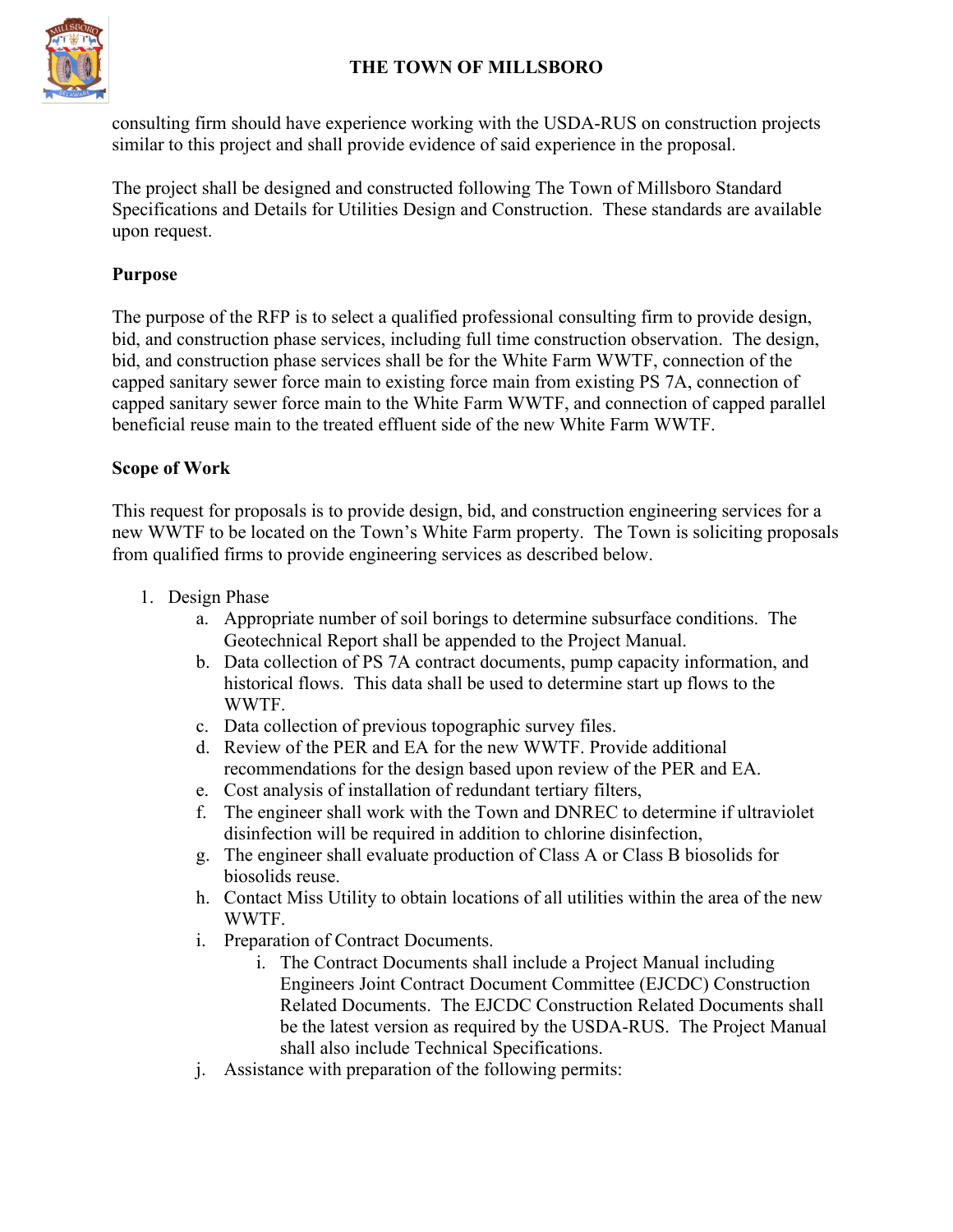consulting firm should have experience working with the USDA-RUS on construction projects similar to this project and shall provide evidence of said experience in the proposal.

The project shall be designed and constructed following The Town of Millsboro Standard Specifications and Details for Utilities Design and Construction. These standards are available upon request.

**Purpose**

The purpose of the RFP is to select a qualified professional consulting firm to provide design, bid, and construction phase services, including full time construction observation. The design, bid, and construction phase services shall be for the White Farm WWTF, connection of the capped sanitary sewer force main to existing force main from existing PS 7A, connection of capped sanitary sewer force main to the White Farm WWTF, and connection of capped parallel beneficial reuse main to the treated effluent side of the new White Farm WWTF.

**Scope of Work**

This request for proposals is to provide design, bid, and construction engineering services for a new WWTF to be located on the Town's White Farm property. The Town is soliciting proposals from qualified firms to provide engineering services as described below.

1. Design Phase
   a. Appropriate number of soil borings to determine subsurface conditions. The Geotechnical Report shall be appended to the Project Manual.
   b. Data collection of PS 7A contract documents, pump capacity information, and historical flows. This data shall be used to determine start up flows to the WWTF.
   c. Data collection of previous topographic survey files.
   d. Review of the PER and EA for the new WWTF. Provide additional recommendations for the design based upon review of the PER and EA.
   e. Cost analysis of installation of redundant tertiary filters,
   f. The engineer shall work with the Town and DNREC to determine if ultraviolet disinfection will be required in addition to chlorine disinfection,
   g. The engineer shall evaluate production of Class A or Class B biosolids for biosolids reuse.
   h. Contact Miss Utility to obtain locations of all utilities within the area of the new WWTF.
   i. Preparation of Contract Documents.
      i. The Contract Documents shall include a Project Manual including Engineers Joint Contract Document Committee (EJCDC) Construction Related Documents. The EJCDC Construction Related Documents shall be the latest version as required by the USDA-RUS. The Project Manual shall also include Technical Specifications.
   j. Assistance with preparation of the following permits: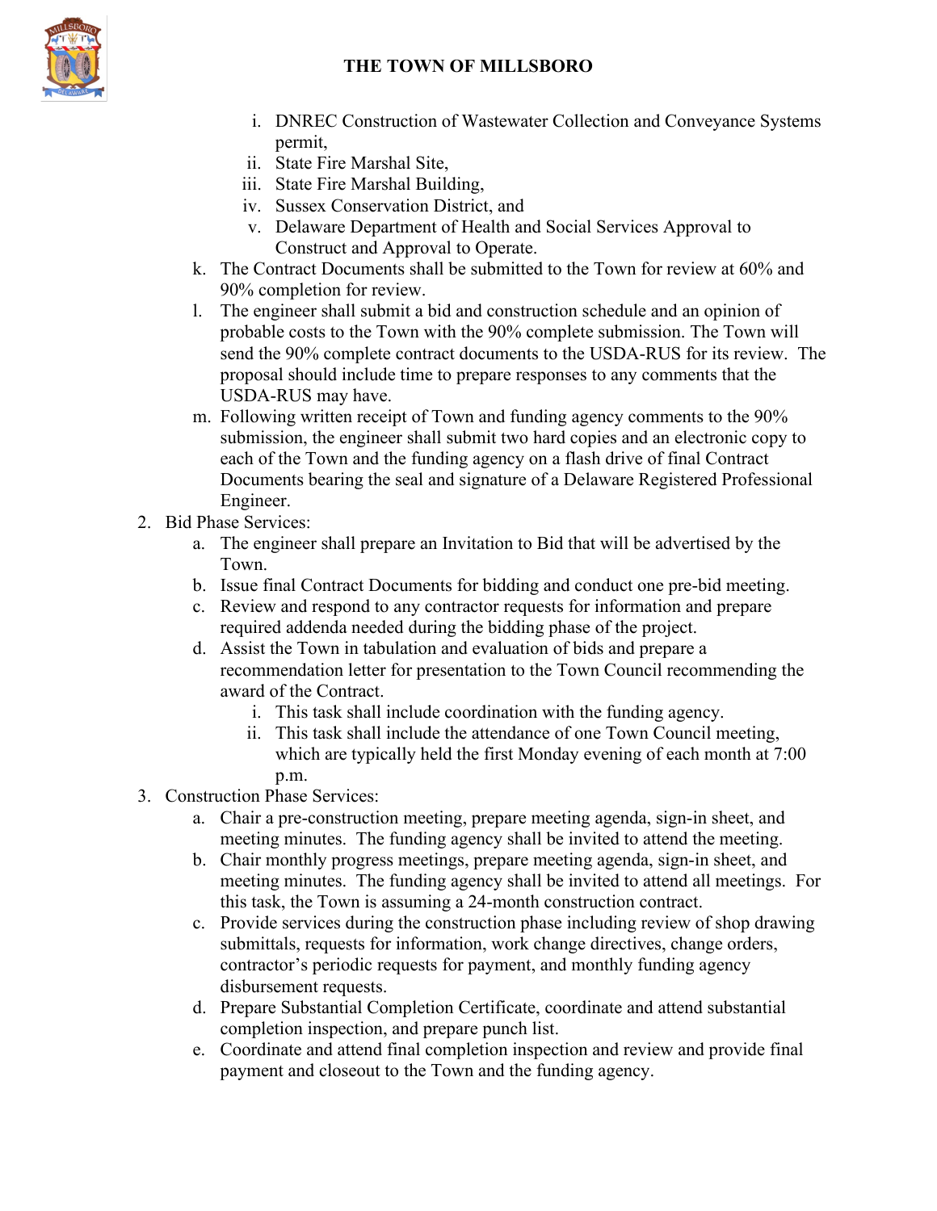i. DNREC Construction of Wastewater Collection and Conveyance Systems permit,
   ii. State Fire Marshal Site,
   iii. State Fire Marshal Building,
   iv. Sussex Conservation District, and
   v. Delaware Department of Health and Social Services Approval to Construct and Approval to Operate.

   k. The Contract Documents shall be submitted to the Town for review at 60% and 90% completion for review.
   l. The engineer shall submit a bid and construction schedule and an opinion of probable costs to the Town with the 90% complete submission. The Town will send the 90% complete contract documents to the USDA-RUS for its review. The proposal should include time to prepare responses to any comments that the USDA-RUS may have.
   m. Following written receipt of Town and funding agency comments to the 90% submission, the engineer shall submit two hard copies and an electronic copy to each of the Town and the funding agency on a flash drive of final Contract Documents bearing the seal and signature of a Delaware Registered Professional Engineer.

2. Bid Phase Services:
   a. The engineer shall prepare an Invitation to Bid that will be advertised by the Town.
   b. Issue final Contract Documents for bidding and conduct one pre-bid meeting.
   c. Review and respond to any contractor requests for information and prepare required addenda needed during the bidding phase of the project.
   d. Assist the Town in tabulation and evaluation of bids and prepare a recommendation letter for presentation to the Town Council recommending the award of the Contract.
      i. This task shall include coordination with the funding agency.
      ii. This task shall include the attendance of one Town Council meeting, which are typically held the first Monday evening of each month at 7:00 p.m.

3. Construction Phase Services:
   a. Chair a pre-construction meeting, prepare meeting agenda, sign-in sheet, and meeting minutes. The funding agency shall be invited to attend the meeting.
   b. Chair monthly progress meetings, prepare meeting agenda, sign-in sheet, and meeting minutes. The funding agency shall be invited to attend all meetings. For this task, the Town is assuming a 24-month construction contract.
   c. Provide services during the construction phase including review of shop drawing submittals, requests for information, work change directives, change orders, contractor's periodic requests for payment, and monthly funding agency disbursement requests.
   d. Prepare Substantial Completion Certificate, coordinate and attend substantial completion inspection, and prepare punch list.
   e. Coordinate and attend final completion inspection and review and provide final payment and closeout to the Town and the funding agency.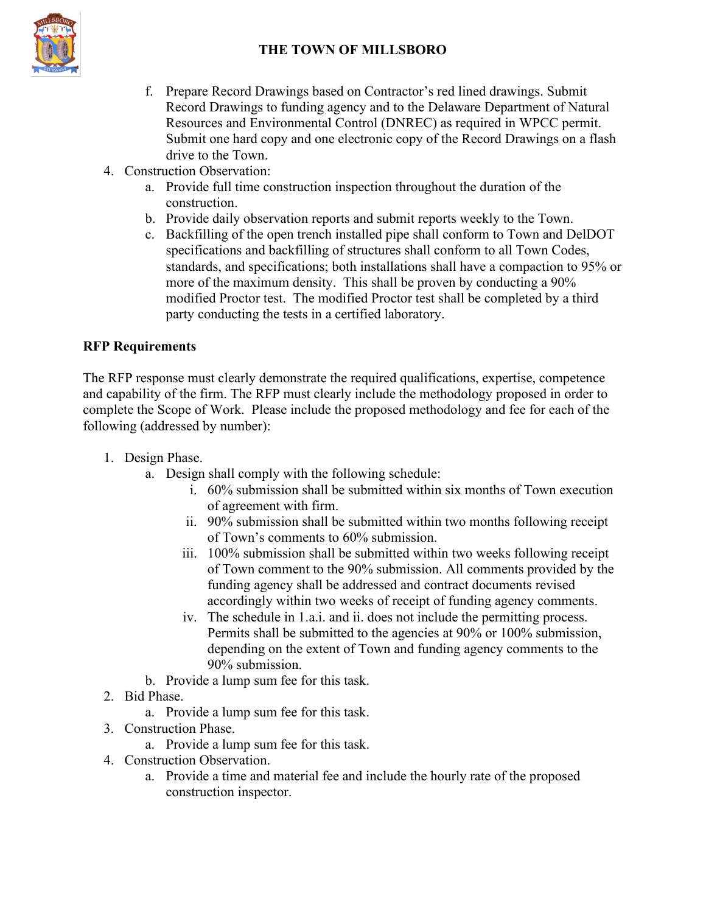f. Prepare Record Drawings based on Contractor's red lined drawings. Submit Record Drawings to funding agency and to the Delaware Department of Natural Resources and Environmental Control (DNREC) as required in WPCC permit. Submit one hard copy and one electronic copy of the Record Drawings on a flash drive to the Town.

4. Construction Observation:
   a. Provide full time construction inspection throughout the duration of the construction.
   b. Provide daily observation reports and submit reports weekly to the Town.
   c. Backfilling of the open trench installed pipe shall conform to Town and DelDOT specifications and backfilling of structures shall conform to all Town Codes, standards, and specifications; both installations shall have a compaction to 95% or more of the maximum density. This shall be proven by conducting a 90% modified Proctor test. The modified Proctor test shall be completed by a third party conducting the tests in a certified laboratory.

**RFP Requirements**

The RFP response must clearly demonstrate the required qualifications, expertise, competence and capability of the firm. The RFP must clearly include the methodology proposed in order to complete the Scope of Work. Please include the proposed methodology and fee for each of the following (addressed by number):

1. Design Phase.
   a. Design shall comply with the following schedule:
      i. 60% submission shall be submitted within six months of Town execution of agreement with firm.
      ii. 90% submission shall be submitted within two months following receipt of Town's comments to 60% submission.
      iii. 100% submission shall be submitted within two weeks following receipt of Town comment to the 90% submission. All comments provided by the funding agency shall be addressed and contract documents revised accordingly within two weeks of receipt of funding agency comments.
      iv. The schedule in 1.a.i. and ii. does not include the permitting process. Permits shall be submitted to the agencies at 90% or 100% submission, depending on the extent of Town and funding agency comments to the 90% submission.
   b. Provide a lump sum fee for this task.
2. Bid Phase.
   a. Provide a lump sum fee for this task.
3. Construction Phase.
   a. Provide a lump sum fee for this task.
4. Construction Observation.
   a. Provide a time and material fee and include the hourly rate of the proposed construction inspector.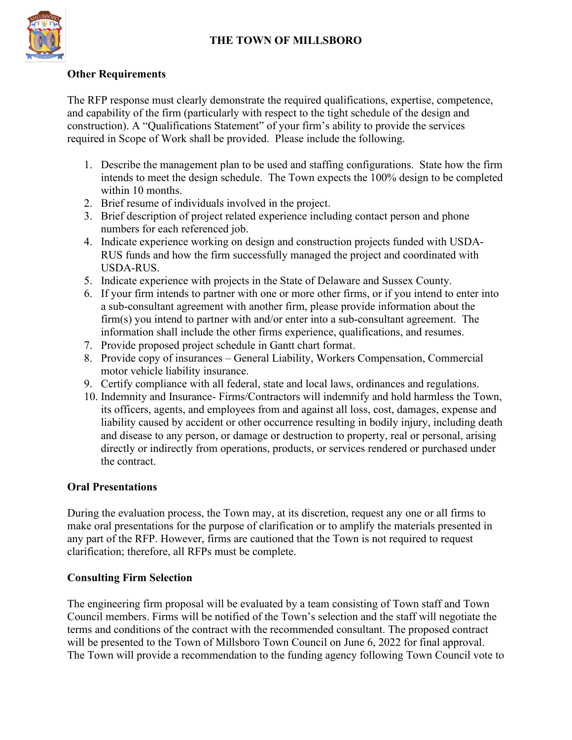**Other Requirements**

The RFP response must clearly demonstrate the required qualifications, expertise, competence, and capability of the firm (particularly with respect to the tight schedule of the design and construction). A "Qualifications Statement" of your firm's ability to provide the services required in Scope of Work shall be provided. Please include the following.

1. Describe the management plan to be used and staffing configurations. State how the firm intends to meet the design schedule. The Town expects the 100% design to be completed within 10 months.
2. Brief resume of individuals involved in the project.
3. Brief description of project related experience including contact person and phone numbers for each referenced job.
4. Indicate experience working on design and construction projects funded with USDA-RUS funds and how the firm successfully managed the project and coordinated with USDA-RUS.
5. Indicate experience with projects in the State of Delaware and Sussex County.
6. If your firm intends to partner with one or more other firms, or if you intend to enter into a sub-consultant agreement with another firm, please provide information about the firm(s) you intend to partner with and/or enter into a sub-consultant agreement. The information shall include the other firms experience, qualifications, and resumes.
7. Provide proposed project schedule in Gantt chart format.
8. Provide copy of insurances – General Liability, Workers Compensation, Commercial motor vehicle liability insurance.
9. Certify compliance with all federal, state and local laws, ordinances and regulations.
10. Indemnity and Insurance- Firms/Contractors will indemnify and hold harmless the Town, its officers, agents, and employees from and against all loss, cost, damages, expense and liability caused by accident or other occurrence resulting in bodily injury, including death and disease to any person, or damage or destruction to property, real or personal, arising directly or indirectly from operations, products, or services rendered or purchased under the contract.

**Oral Presentations**

During the evaluation process, the Town may, at its discretion, request any one or all firms to make oral presentations for the purpose of clarification or to amplify the materials presented in any part of the RFP. However, firms are cautioned that the Town is not required to request clarification; therefore, all RFPs must be complete.

**Consulting Firm Selection**

The engineering firm proposal will be evaluated by a team consisting of Town staff and Town Council members. Firms will be notified of the Town's selection and the staff will negotiate the terms and conditions of the contract with the recommended consultant. The proposed contract will be presented to the Town of Millsboro Town Council on June 6, 2022 for final approval. The Town will provide a recommendation to the funding agency following Town Council vote to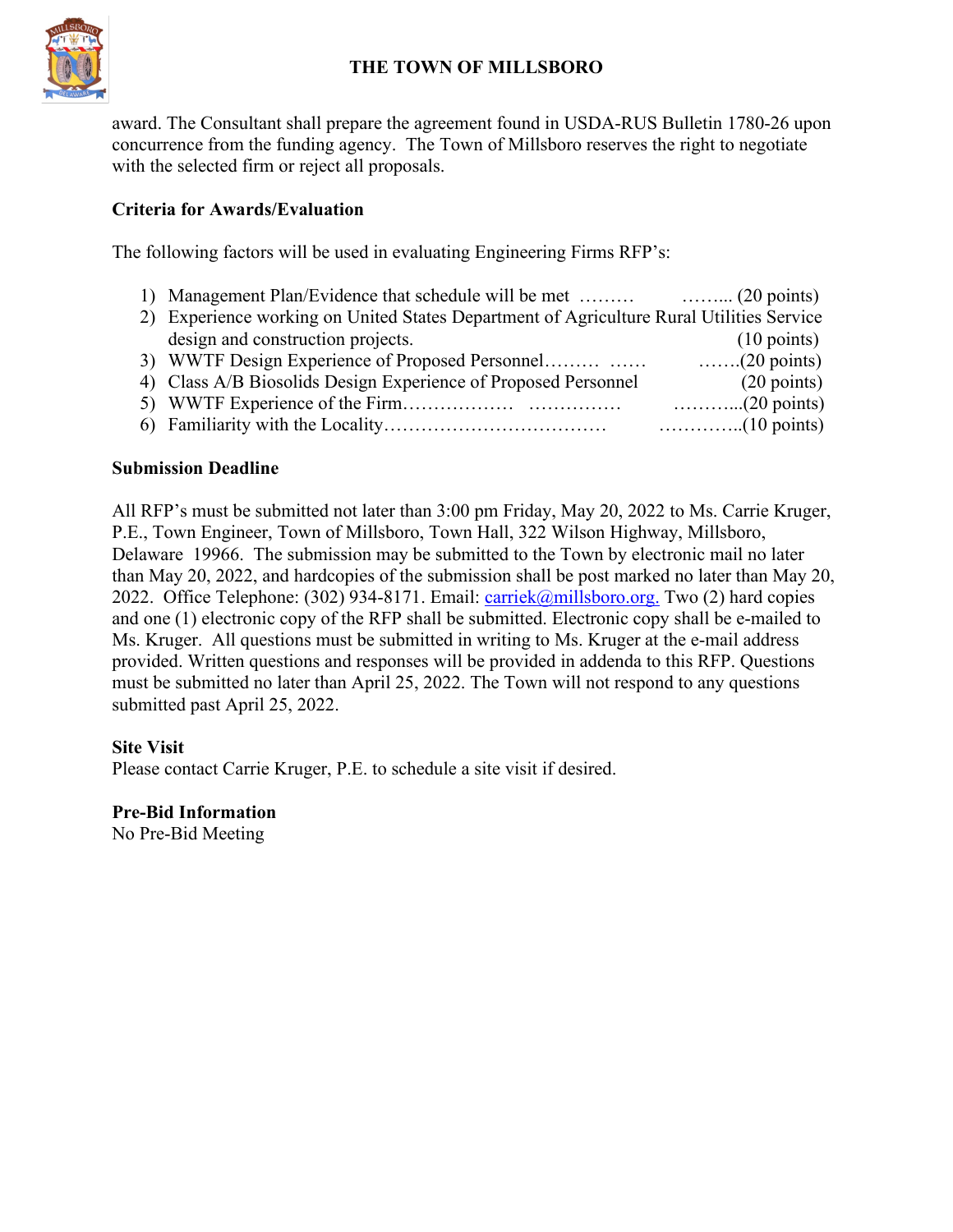award. The Consultant shall prepare the agreement found in USDA-RUS Bulletin 1780-26 upon concurrence from the funding agency. The Town of Millsboro reserves the right to negotiate with the selected firm or reject all proposals.

**Criteria for Awards/Evaluation**

The following factors will be used in evaluating Engineering Firms RFP's:

1) Management Plan/Evidence that schedule will be met ……… ……... (20 points)
2) Experience working on United States Department of Agriculture Rural Utilities Service design and construction projects. (10 points)
3) WWTF Design Experience of Proposed Personnel……… …… …….(20 points)
4) Class A/B Biosolids Design Experience of Proposed Personnel (20 points)
5) WWTF Experience of the Firm……………… …………… ………...(20 points)
6) Familiarity with the Locality……………………………… …………..(10 points)

**Submission Deadline**

All RFP's must be submitted not later than 3:00 pm Friday, May 20, 2022 to Ms. Carrie Kruger, P.E., Town Engineer, Town of Millsboro, Town Hall, 322 Wilson Highway, Millsboro, Delaware 19966. The submission may be submitted to the Town by electronic mail no later than May 20, 2022, and hardcopies of the submission shall be post marked no later than May 20, 2022. Office Telephone: (302) 934-8171. Email: carriek@millsboro.org. Two (2) hard copies and one (1) electronic copy of the RFP shall be submitted. Electronic copy shall be e-mailed to Ms. Kruger. All questions must be submitted in writing to Ms. Kruger at the e-mail address provided. Written questions and responses will be provided in addenda to this RFP. Questions must be submitted no later than April 25, 2022. The Town will not respond to any questions submitted past April 25, 2022.

**Site Visit**
Please contact Carrie Kruger, P.E. to schedule a site visit if desired.

**Pre-Bid Information**
No Pre-Bid Meeting